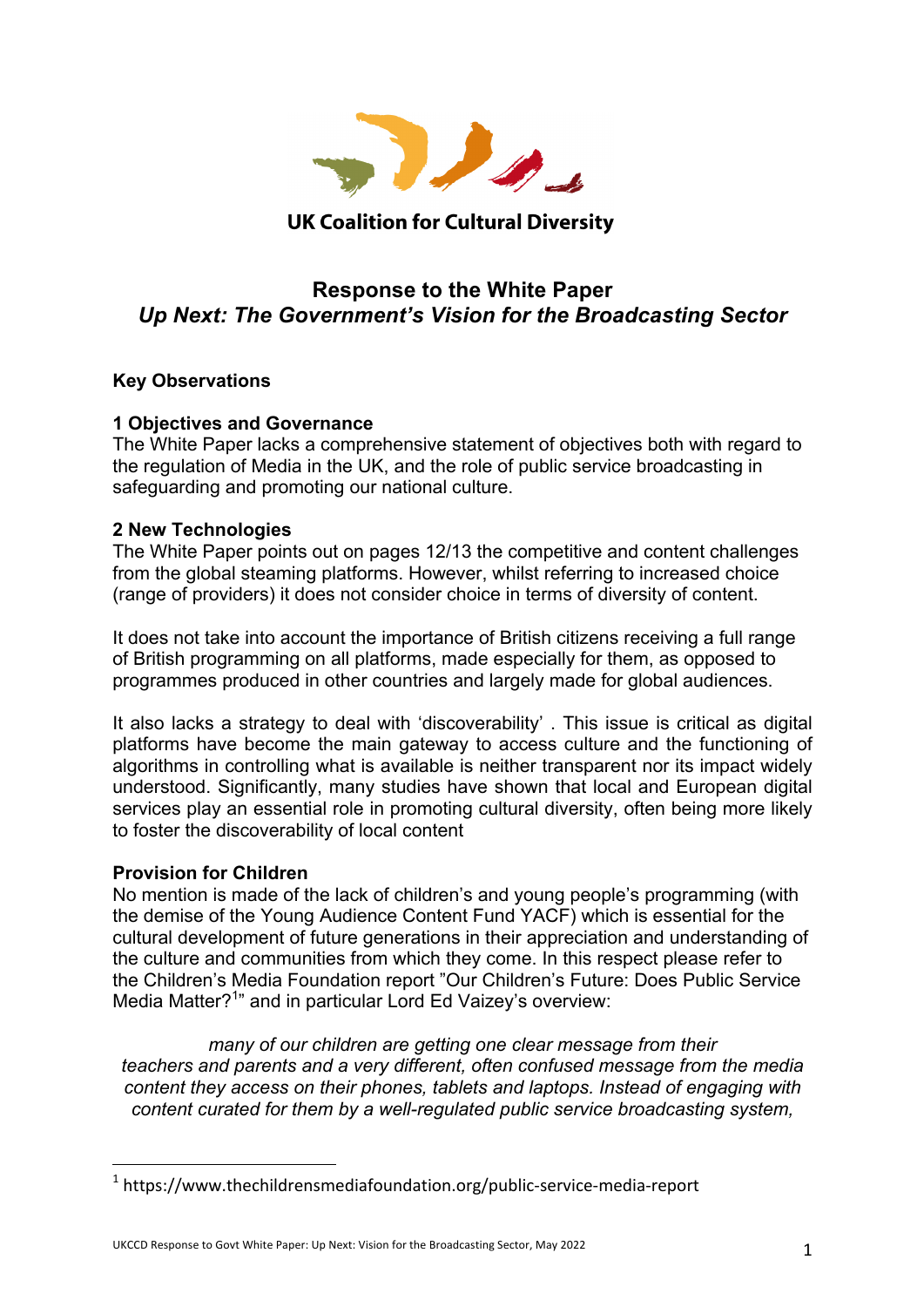UK Coalition for Cultural Diversity

# Response to the White Paper
## *Up Next: The Government's Vision for the Broadcasting Sector*

**Key Observations**

**1 Objectives and Governance**
The White Paper lacks a comprehensive statement of objectives both with regard to the regulation of Media in the UK, and the role of public service broadcasting in safeguarding and promoting our national culture.

**2 New Technologies**
The White Paper points out on pages 12/13 the competitive and content challenges from the global steaming platforms. However, whilst referring to increased choice (range of providers) it does not consider choice in terms of diversity of content.

It does not take into account the importance of British citizens receiving a full range of British programming on all platforms, made especially for them, as opposed to programmes produced in other countries and largely made for global audiences.

It also lacks a strategy to deal with 'discoverability' . This issue is critical as digital platforms have become the main gateway to access culture and the functioning of algorithms in controlling what is available is neither transparent nor its impact widely understood. Significantly, many studies have shown that local and European digital services play an essential role in promoting cultural diversity, often being more likely to foster the discoverability of local content

**Provision for Children**
No mention is made of the lack of children's and young people's programming (with the demise of the Young Audience Content Fund YACF) which is essential for the cultural development of future generations in their appreciation and understanding of the culture and communities from which they come. In this respect please refer to the Children's Media Foundation report "Our Children's Future: Does Public Service Media Matter?[1]" and in particular Lord Ed Vaizey's overview:

> *many of our children are getting one clear message from their teachers and parents and a very different, often confused message from the media content they access on their phones, tablets and laptops. Instead of engaging with content curated for them by a well-regulated public service broadcasting system,*

[1] https://www.thechildrensmediafoundation.org/public-service-media-report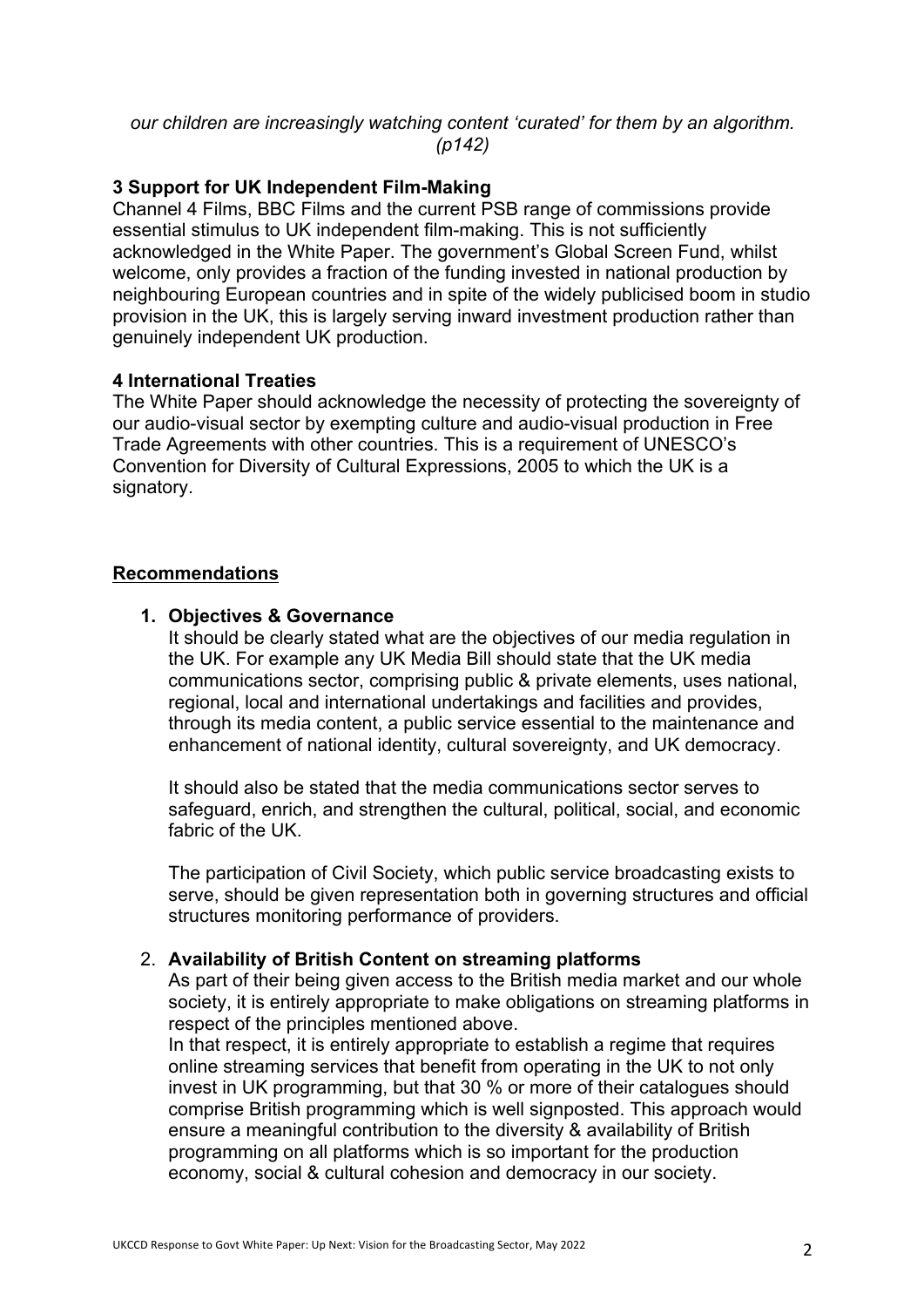*our children are increasingly watching content 'curated' for them by an algorithm. (p142)*

### 3 Support for UK Independent Film-Making

Channel 4 Films, BBC Films and the current PSB range of commissions provide essential stimulus to UK independent film-making. This is not sufficiently acknowledged in the White Paper. The government's Global Screen Fund, whilst welcome, only provides a fraction of the funding invested in national production by neighbouring European countries and in spite of the widely publicised boom in studio provision in the UK, this is largely serving inward investment production rather than genuinely independent UK production.

### 4 International Treaties

The White Paper should acknowledge the necessity of protecting the sovereignty of our audio-visual sector by exempting culture and audio-visual production in Free Trade Agreements with other countries. This is a requirement of UNESCO's Convention for Diversity of Cultural Expressions, 2005 to which the UK is a signatory.

## Recommendations

1. **Objectives & Governance**

   It should be clearly stated what are the objectives of our media regulation in the UK. For example any UK Media Bill should state that the UK media communications sector, comprising public & private elements, uses national, regional, local and international undertakings and facilities and provides, through its media content, a public service essential to the maintenance and enhancement of national identity, cultural sovereignty, and UK democracy.

   It should also be stated that the media communications sector serves to safeguard, enrich, and strengthen the cultural, political, social, and economic fabric of the UK.

   The participation of Civil Society, which public service broadcasting exists to serve, should be given representation both in governing structures and official structures monitoring performance of providers.

2. **Availability of British Content on streaming platforms**

   As part of their being given access to the British media market and our whole society, it is entirely appropriate to make obligations on streaming platforms in respect of the principles mentioned above.
   In that respect, it is entirely appropriate to establish a regime that requires online streaming services that benefit from operating in the UK to not only invest in UK programming, but that 30 % or more of their catalogues should comprise British programming which is well signposted. This approach would ensure a meaningful contribution to the diversity & availability of British programming on all platforms which is so important for the production economy, social & cultural cohesion and democracy in our society.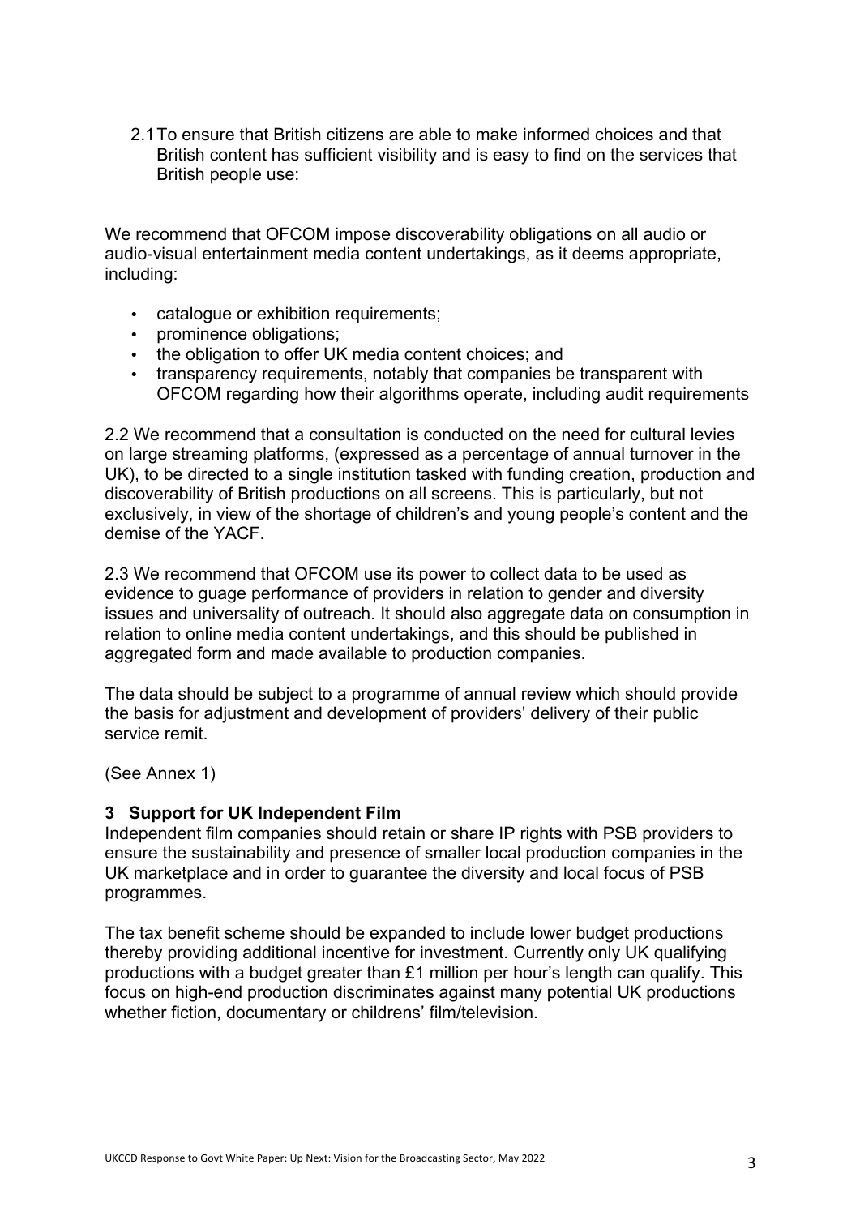2.1 To ensure that British citizens are able to make informed choices and that British content has sufficient visibility and is easy to find on the services that British people use:

We recommend that OFCOM impose discoverability obligations on all audio or audio-visual entertainment media content undertakings, as it deems appropriate, including:

- catalogue or exhibition requirements;
- prominence obligations;
- the obligation to offer UK media content choices; and
- transparency requirements, notably that companies be transparent with OFCOM regarding how their algorithms operate, including audit requirements

2.2 We recommend that a consultation is conducted on the need for cultural levies on large streaming platforms, (expressed as a percentage of annual turnover in the UK), to be directed to a single institution tasked with funding creation, production and discoverability of British productions on all screens. This is particularly, but not exclusively, in view of the shortage of children's and young people's content and the demise of the YACF.

2.3 We recommend that OFCOM use its power to collect data to be used as evidence to guage performance of providers in relation to gender and diversity issues and universality of outreach. It should also aggregate data on consumption in relation to online media content undertakings, and this should be published in aggregated form and made available to production companies.

The data should be subject to a programme of annual review which should provide the basis for adjustment and development of providers' delivery of their public service remit.

(See Annex 1)

## 3 Support for UK Independent Film

Independent film companies should retain or share IP rights with PSB providers to ensure the sustainability and presence of smaller local production companies in the UK marketplace and in order to guarantee the diversity and local focus of PSB programmes.

The tax benefit scheme should be expanded to include lower budget productions thereby providing additional incentive for investment. Currently only UK qualifying productions with a budget greater than £1 million per hour's length can qualify. This focus on high-end production discriminates against many potential UK productions whether fiction, documentary or childrens' film/television.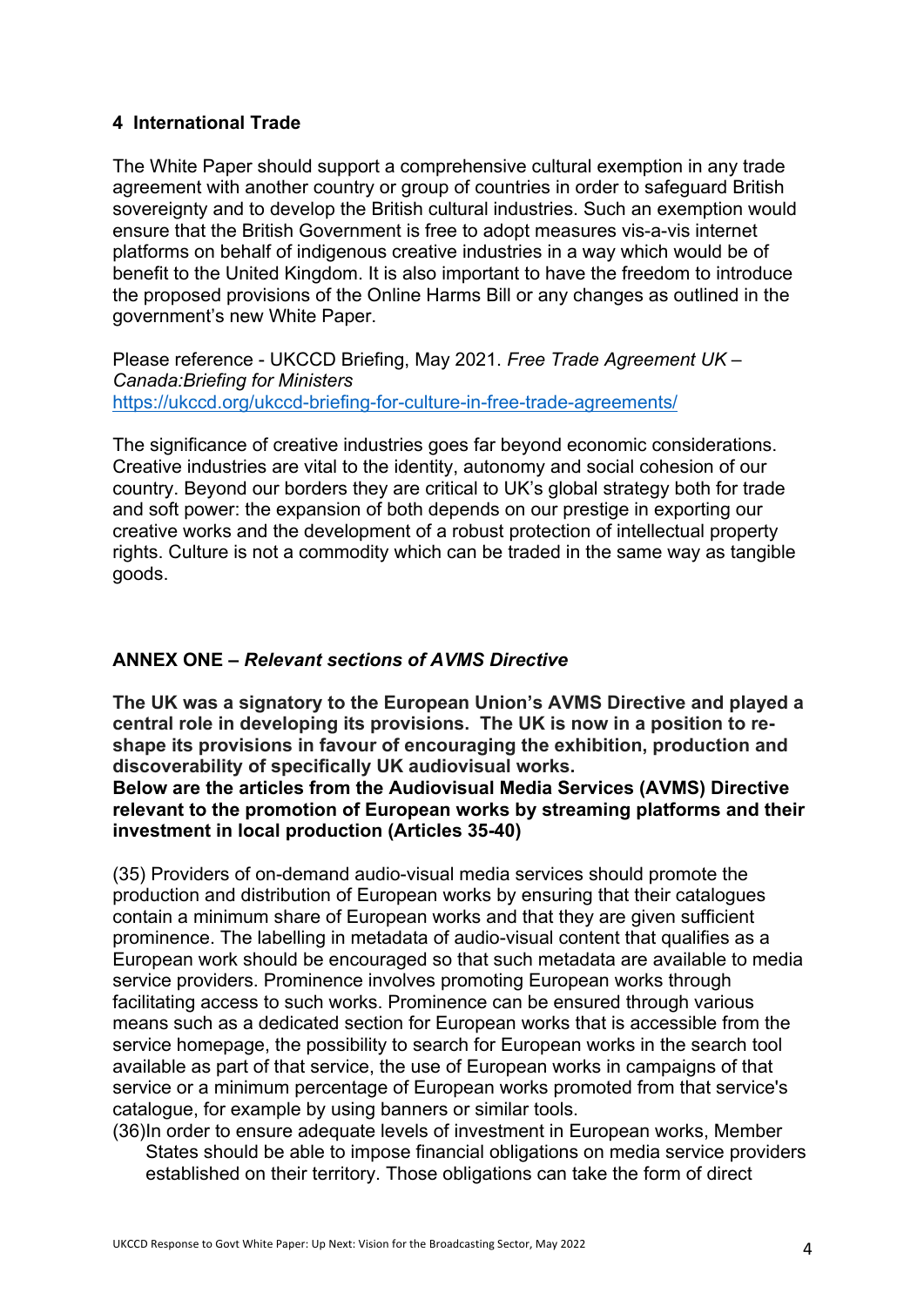## 4 International Trade

The White Paper should support a comprehensive cultural exemption in any trade agreement with another country or group of countries in order to safeguard British sovereignty and to develop the British cultural industries. Such an exemption would ensure that the British Government is free to adopt measures vis-a-vis internet platforms on behalf of indigenous creative industries in a way which would be of benefit to the United Kingdom. It is also important to have the freedom to introduce the proposed provisions of the Online Harms Bill or any changes as outlined in the government's new White Paper.

Please reference - UKCCD Briefing, May 2021. *Free Trade Agreement UK – Canada:Briefing for Ministers* https://ukccd.org/ukccd-briefing-for-culture-in-free-trade-agreements/

The significance of creative industries goes far beyond economic considerations. Creative industries are vital to the identity, autonomy and social cohesion of our country. Beyond our borders they are critical to UK's global strategy both for trade and soft power: the expansion of both depends on our prestige in exporting our creative works and the development of a robust protection of intellectual property rights. Culture is not a commodity which can be traded in the same way as tangible goods.

## ANNEX ONE – *Relevant sections of AVMS Directive*

**The UK was a signatory to the European Union's AVMS Directive and played a central role in developing its provisions. The UK is now in a position to re-shape its provisions in favour of encouraging the exhibition, production and discoverability of specifically UK audiovisual works.**

**Below are the articles from the Audiovisual Media Services (AVMS) Directive relevant to the promotion of European works by streaming platforms and their investment in local production (Articles 35-40)**

(35) Providers of on-demand audio-visual media services should promote the production and distribution of European works by ensuring that their catalogues contain a minimum share of European works and that they are given sufficient prominence. The labelling in metadata of audio-visual content that qualifies as a European work should be encouraged so that such metadata are available to media service providers. Prominence involves promoting European works through facilitating access to such works. Prominence can be ensured through various means such as a dedicated section for European works that is accessible from the service homepage, the possibility to search for European works in the search tool available as part of that service, the use of European works in campaigns of that service or a minimum percentage of European works promoted from that service's catalogue, for example by using banners or similar tools.

(36)In order to ensure adequate levels of investment in European works, Member States should be able to impose financial obligations on media service providers established on their territory. Those obligations can take the form of direct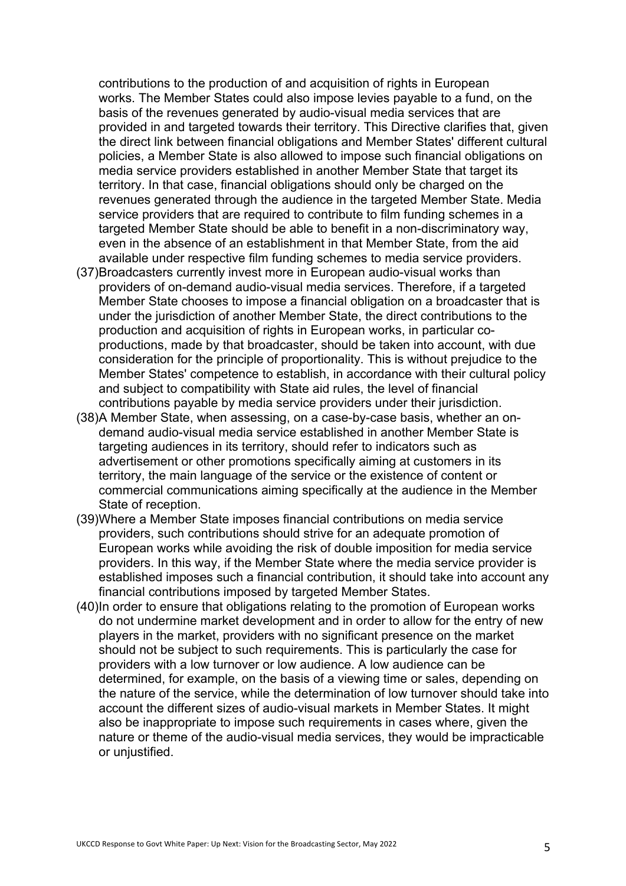contributions to the production of and acquisition of rights in European works. The Member States could also impose levies payable to a fund, on the basis of the revenues generated by audio-visual media services that are provided in and targeted towards their territory. This Directive clarifies that, given the direct link between financial obligations and Member States' different cultural policies, a Member State is also allowed to impose such financial obligations on media service providers established in another Member State that target its territory. In that case, financial obligations should only be charged on the revenues generated through the audience in the targeted Member State. Media service providers that are required to contribute to film funding schemes in a targeted Member State should be able to benefit in a non-discriminatory way, even in the absence of an establishment in that Member State, from the aid available under respective film funding schemes to media service providers.

(37)Broadcasters currently invest more in European audio-visual works than providers of on-demand audio-visual media services. Therefore, if a targeted Member State chooses to impose a financial obligation on a broadcaster that is under the jurisdiction of another Member State, the direct contributions to the production and acquisition of rights in European works, in particular co-productions, made by that broadcaster, should be taken into account, with due consideration for the principle of proportionality. This is without prejudice to the Member States' competence to establish, in accordance with their cultural policy and subject to compatibility with State aid rules, the level of financial contributions payable by media service providers under their jurisdiction.

(38)A Member State, when assessing, on a case-by-case basis, whether an on-demand audio-visual media service established in another Member State is targeting audiences in its territory, should refer to indicators such as advertisement or other promotions specifically aiming at customers in its territory, the main language of the service or the existence of content or commercial communications aiming specifically at the audience in the Member State of reception.

(39)Where a Member State imposes financial contributions on media service providers, such contributions should strive for an adequate promotion of European works while avoiding the risk of double imposition for media service providers. In this way, if the Member State where the media service provider is established imposes such a financial contribution, it should take into account any financial contributions imposed by targeted Member States.

(40)In order to ensure that obligations relating to the promotion of European works do not undermine market development and in order to allow for the entry of new players in the market, providers with no significant presence on the market should not be subject to such requirements. This is particularly the case for providers with a low turnover or low audience. A low audience can be determined, for example, on the basis of a viewing time or sales, depending on the nature of the service, while the determination of low turnover should take into account the different sizes of audio-visual markets in Member States. It might also be inappropriate to impose such requirements in cases where, given the nature or theme of the audio-visual media services, they would be impracticable or unjustified.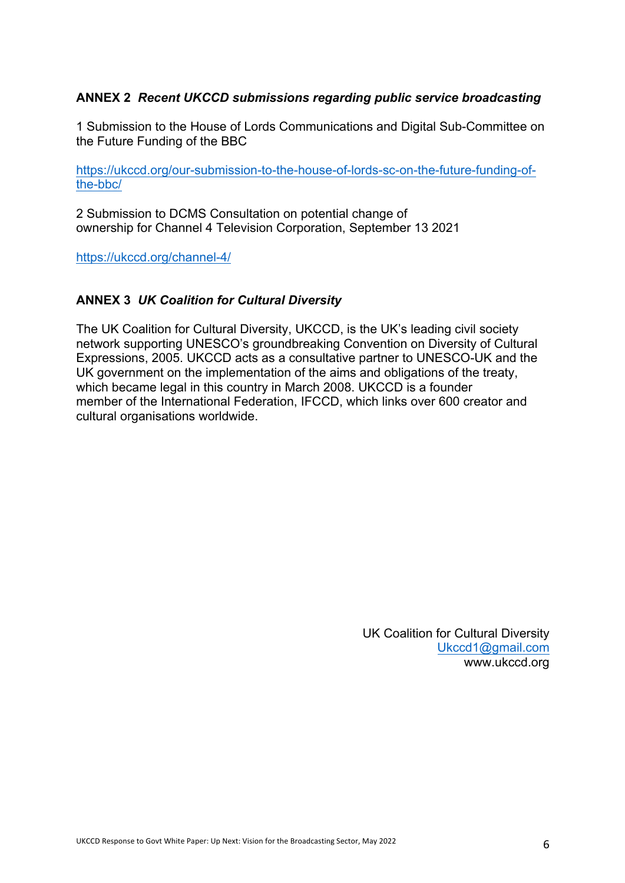## ANNEX 2 *Recent UKCCD submissions regarding public service broadcasting*

1 Submission to the House of Lords Communications and Digital Sub-Committee on the Future Funding of the BBC

https://ukccd.org/our-submission-to-the-house-of-lords-sc-on-the-future-funding-of-the-bbc/

2 Submission to DCMS Consultation on potential change of ownership for Channel 4 Television Corporation, September 13 2021

https://ukccd.org/channel-4/

## ANNEX 3 *UK Coalition for Cultural Diversity*

The UK Coalition for Cultural Diversity, UKCCD, is the UK's leading civil society network supporting UNESCO's groundbreaking Convention on Diversity of Cultural Expressions, 2005. UKCCD acts as a consultative partner to UNESCO-UK and the UK government on the implementation of the aims and obligations of the treaty, which became legal in this country in March 2008. UKCCD is a founder member of the International Federation, IFCCD, which links over 600 creator and cultural organisations worldwide.

UK Coalition for Cultural Diversity
Ukccd1@gmail.com
www.ukccd.org